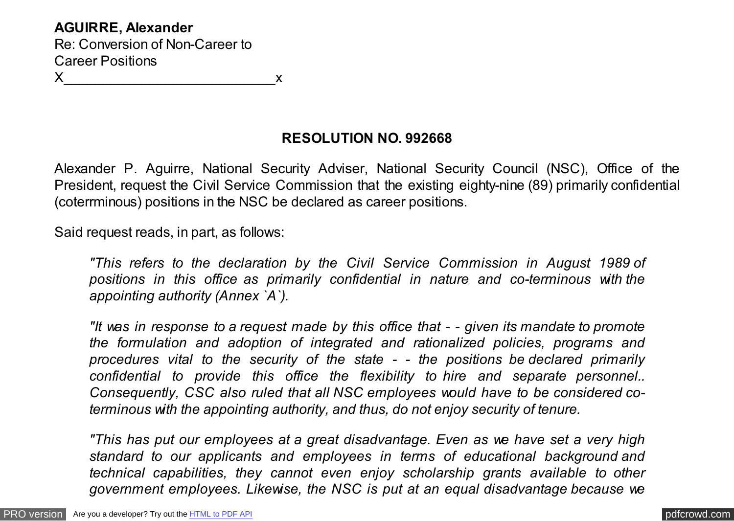**AGUIRRE, Alexander**
Re: Conversion of Non-Career to
Career Positions
X___________________________x

## RESOLUTION NO. 992668

Alexander P. Aguirre, National Security Adviser, National Security Council (NSC), Office of the President, request the Civil Service Commission that the existing eighty-nine (89) primarily confidential (coterrminous) positions in the NSC be declared as career positions.

Said request reads, in part, as follows:

> *"This refers to the declaration by the Civil Service Commission in August 1989 of positions in this office as primarily confidential in nature and co-terminous with the appointing authority (Annex `A`).*
>
> *"It was in response to a request made by this office that - - given its mandate to promote the formulation and adoption of integrated and rationalized policies, programs and procedures vital to the security of the state - - the positions be declared primarily confidential to provide this office the flexibility to hire and separate personnel.. Consequently, CSC also ruled that all NSC employees would have to be considered co-terminous with the appointing authority, and thus, do not enjoy security of tenure.*
>
> *"This has put our employees at a great disadvantage. Even as we have set a very high standard to our applicants and employees in terms of educational background and technical capabilities, they cannot even enjoy scholarship grants available to other government employees. Likewise, the NSC is put at an equal disadvantage because we*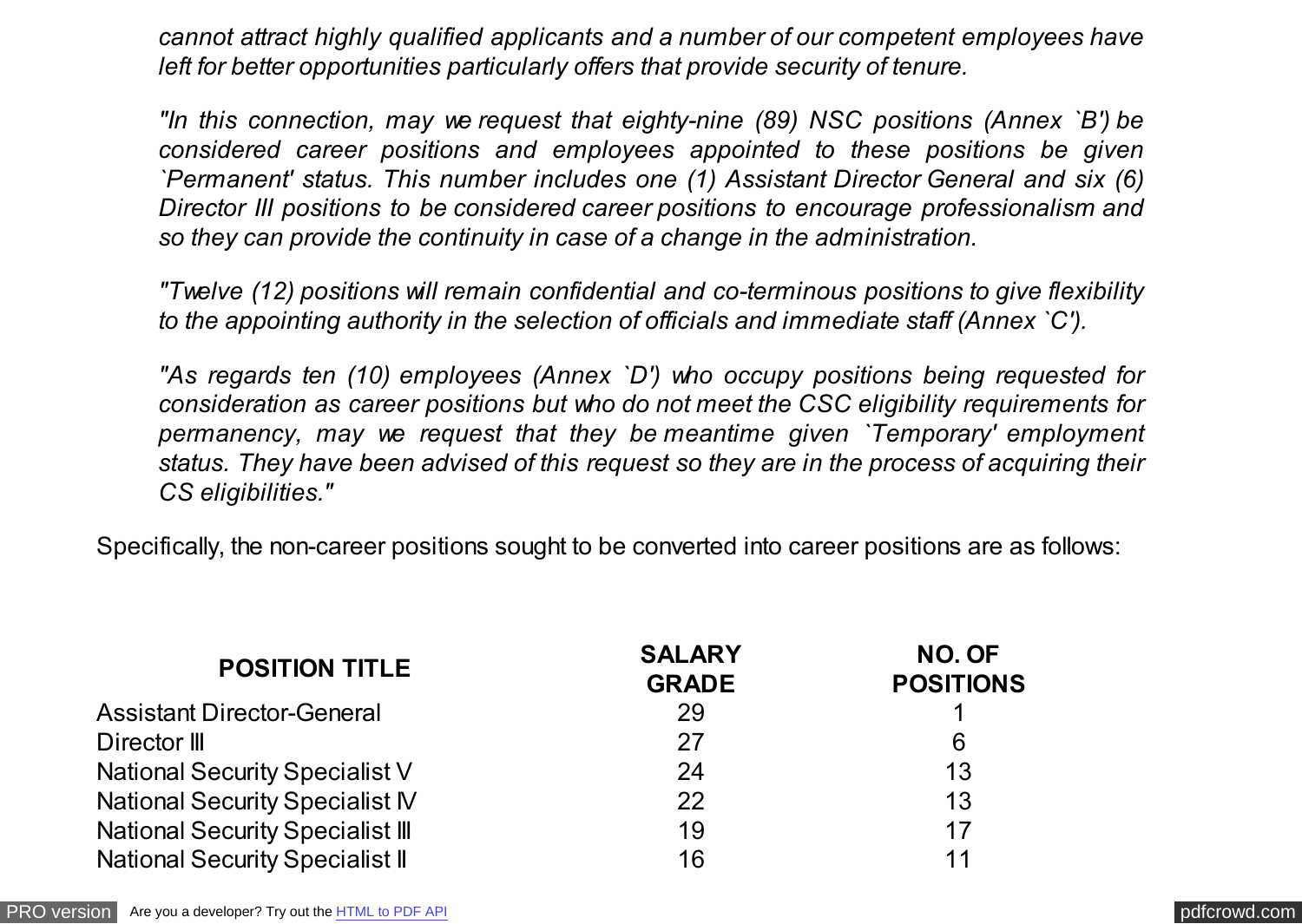*cannot attract highly qualified applicants and a number of our competent employees have left for better opportunities particularly offers that provide security of tenure.*

*"In this connection, may we request that eighty-nine (89) NSC positions (Annex `B') be considered career positions and employees appointed to these positions be given `Permanent' status. This number includes one (1) Assistant Director General and six (6) Director III positions to be considered career positions to encourage professionalism and so they can provide the continuity in case of a change in the administration.*

*"Twelve (12) positions will remain confidential and co-terminous positions to give flexibility to the appointing authority in the selection of officials and immediate staff (Annex `C').*

*"As regards ten (10) employees (Annex `D') who occupy positions being requested for consideration as career positions but who do not meet the CSC eligibility requirements for permanency, may we request that they be meantime given `Temporary' employment status. They have been advised of this request so they are in the process of acquiring their CS eligibilities."*

Specifically, the non-career positions sought to be converted into career positions are as follows:

| POSITION TITLE | SALARY GRADE | NO. OF POSITIONS |
|---|---|---|
| Assistant Director-General | 29 | 1 |
| Director III | 27 | 6 |
| National Security Specialist V | 24 | 13 |
| National Security Specialist IV | 22 | 13 |
| National Security Specialist III | 19 | 17 |
| National Security Specialist II | 16 | 11 |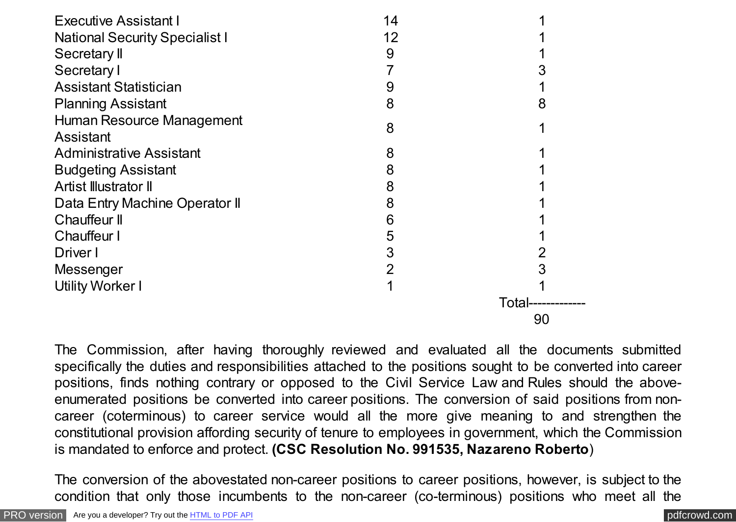| | | |
|---|---|---|
| Executive Assistant I | 14 | 1 |
| National Security Specialist I | 12 | 1 |
| Secretary II | 9 | 1 |
| Secretary I | 7 | 3 |
| Assistant Statistician | 9 | 1 |
| Planning Assistant | 8 | 8 |
| Human Resource Management Assistant | 8 | 1 |
| Administrative Assistant | 8 | 1 |
| Budgeting Assistant | 8 | 1 |
| Artist Illustrator II | 8 | 1 |
| Data Entry Machine Operator II | 8 | 1 |
| Chauffeur II | 6 | 1 |
| Chauffeur I | 5 | 1 |
| Driver I | 3 | 2 |
| Messenger | 2 | 3 |
| Utility Worker I | 1 | 1 |
| | | Total------------ 90 |

The Commission, after having thoroughly reviewed and evaluated all the documents submitted specifically the duties and responsibilities attached to the positions sought to be converted into career positions, finds nothing contrary or opposed to the Civil Service Law and Rules should the above-enumerated positions be converted into career positions. The conversion of said positions from non-career (coterminous) to career service would all the more give meaning to and strengthen the constitutional provision affording security of tenure to employees in government, which the Commission is mandated to enforce and protect. **(CSC Resolution No. 991535, Nazareno Roberto**)

The conversion of the abovestated non-career positions to career positions, however, is subject to the condition that only those incumbents to the non-career (co-terminous) positions who meet all the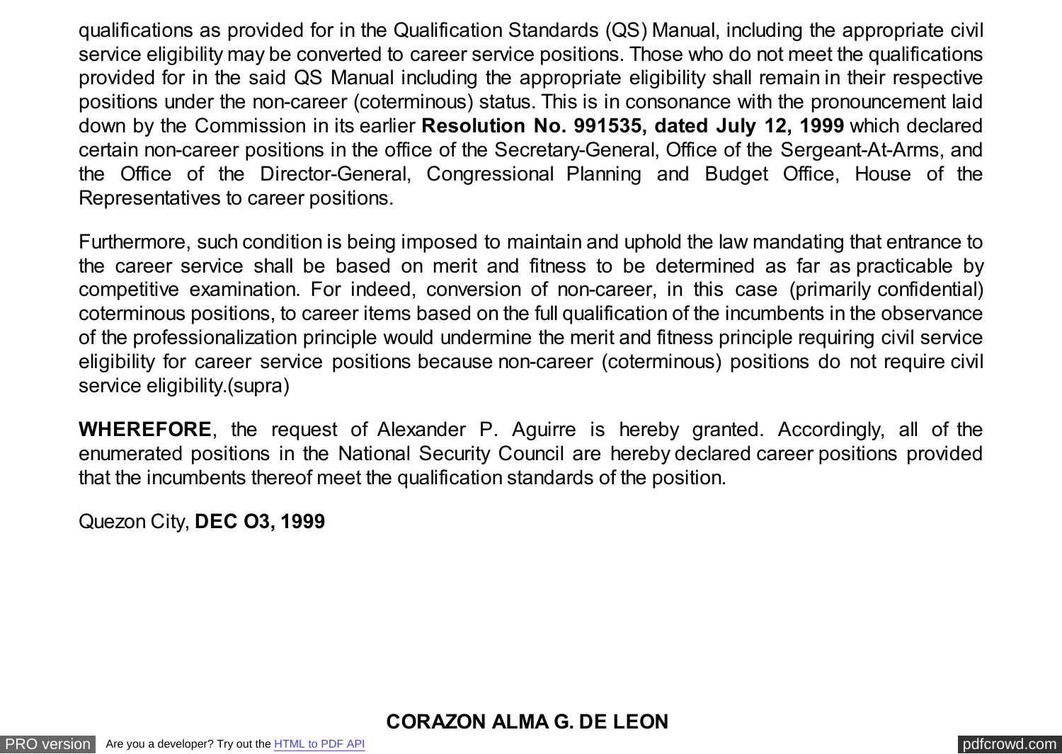qualifications as provided for in the Qualification Standards (QS) Manual, including the appropriate civil service eligibility may be converted to career service positions. Those who do not meet the qualifications provided for in the said QS Manual including the appropriate eligibility shall remain in their respective positions under the non-career (coterminous) status. This is in consonance with the pronouncement laid down by the Commission in its earlier **Resolution No. 991535, dated July 12, 1999** which declared certain non-career positions in the office of the Secretary-General, Office of the Sergeant-At-Arms, and the Office of the Director-General, Congressional Planning and Budget Office, House of the Representatives to career positions.

Furthermore, such condition is being imposed to maintain and uphold the law mandating that entrance to the career service shall be based on merit and fitness to be determined as far as practicable by competitive examination. For indeed, conversion of non-career, in this case (primarily confidential) coterminous positions, to career items based on the full qualification of the incumbents in the observance of the professionalization principle would undermine the merit and fitness principle requiring civil service eligibility for career service positions because non-career (coterminous) positions do not require civil service eligibility.(supra)

**WHEREFORE**, the request of Alexander P. Aguirre is hereby granted. Accordingly, all of the enumerated positions in the National Security Council are hereby declared career positions provided that the incumbents thereof meet the qualification standards of the position.

Quezon City, **DEC O3, 1999**

**CORAZON ALMA G. DE LEON**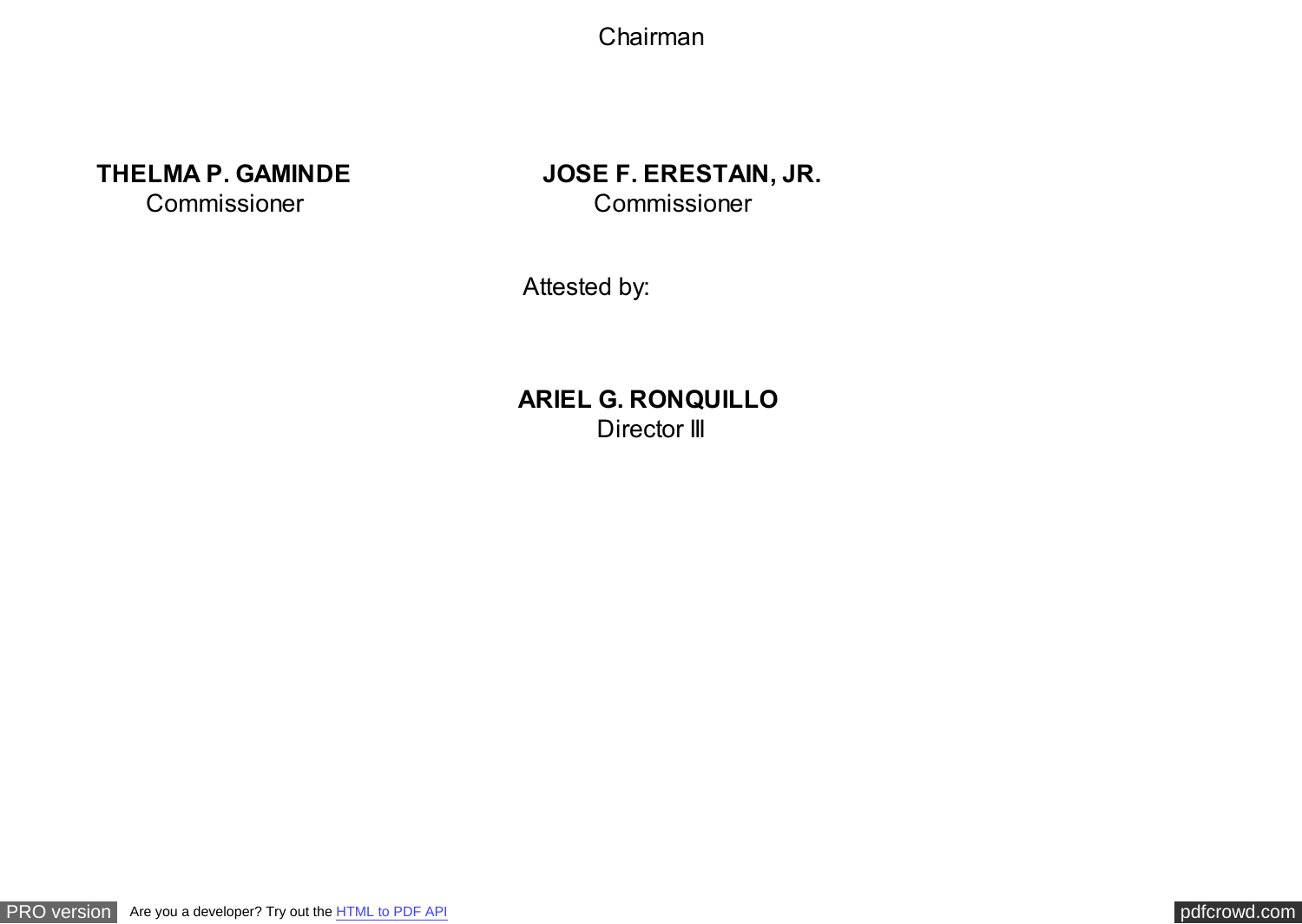Chairman

**THELMA P. GAMINDE**
Commissioner

**JOSE F. ERESTAIN, JR.**
Commissioner

Attested by:

**ARIEL G. RONQUILLO**
Director III